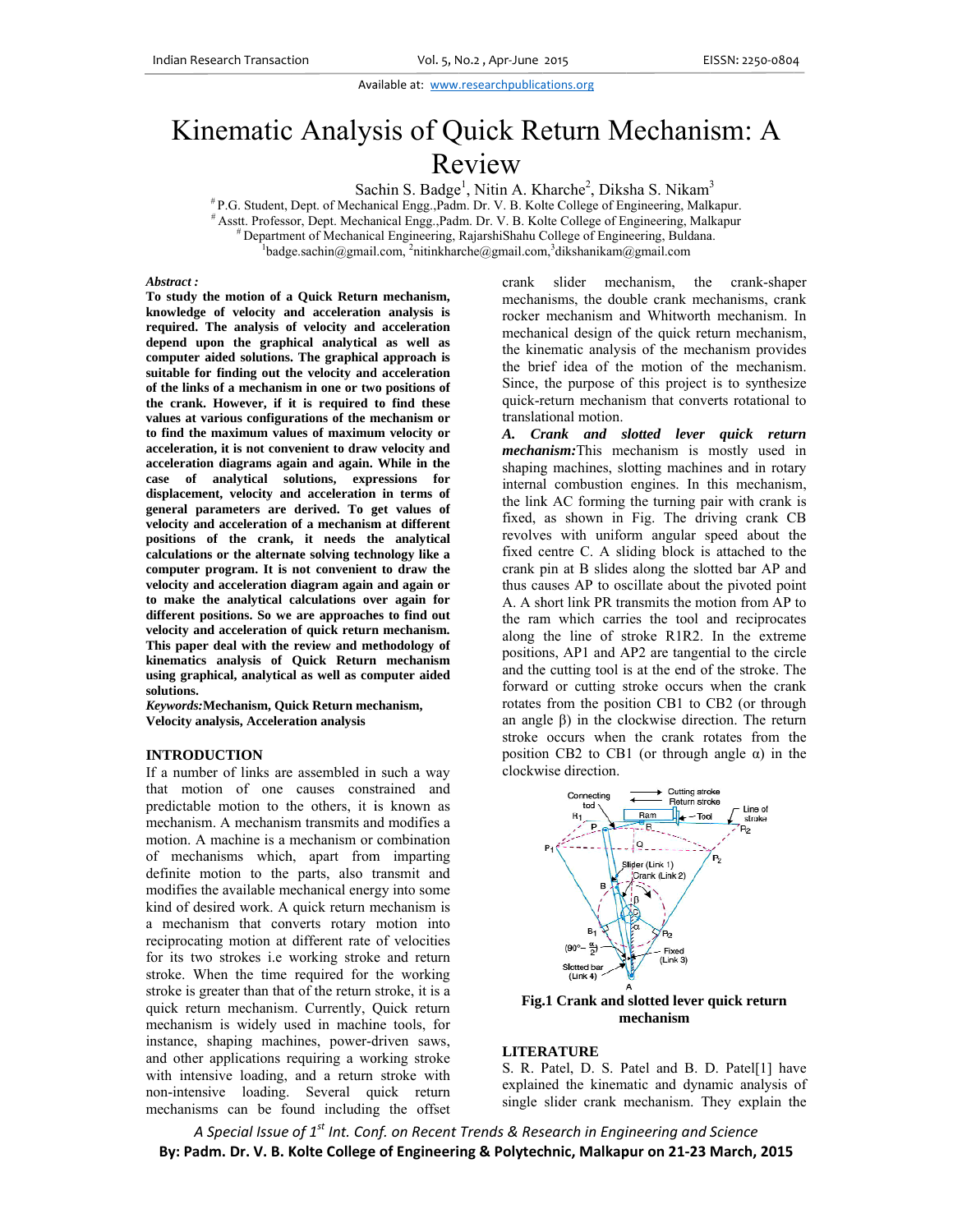Available at: www.researchpublications.org

# Kinematic Analysis of Quick Return Mechanism: A Review

Sachin S. Badge[1], Nitin A. Kharche[2], Diksha S. Nikam[3]

[#] P.G. Student, Dept. of Mechanical Engg.,Padm. Dr. V. B. Kolte College of Engineering, Malkapur.
[#] Asstt. Professor, Dept. Mechanical Engg.,Padm. Dr. V. B. Kolte College of Engineering, Malkapur
[#] Department of Mechanical Engineering, RajarshiShahu College of Engineering, Buldana.
[1]badge.sachin@gmail.com, [2]nitinkharche@gmail.com,[3]dikshanikam@gmail.com

***Abstract :***

**To study the motion of a Quick Return mechanism, knowledge of velocity and acceleration analysis is required. The analysis of velocity and acceleration depend upon the graphical analytical as well as computer aided solutions. The graphical approach is suitable for finding out the velocity and acceleration of the links of a mechanism in one or two positions of the crank. However, if it is required to find these values at various configurations of the mechanism or to find the maximum values of maximum velocity or acceleration, it is not convenient to draw velocity and acceleration diagrams again and again. While in the case of analytical solutions, expressions for displacement, velocity and acceleration in terms of general parameters are derived. To get values of velocity and acceleration of a mechanism at different positions of the crank, it needs the analytical calculations or the alternate solving technology like a computer program. It is not convenient to draw the velocity and acceleration diagram again and again or to make the analytical calculations over again for different positions. So we are approaches to find out velocity and acceleration of quick return mechanism. This paper deal with the review and methodology of kinematics analysis of Quick Return mechanism using graphical, analytical as well as computer aided solutions.**

***Keywords:*Mechanism, Quick Return mechanism, Velocity analysis, Acceleration analysis**

## INTRODUCTION

If a number of links are assembled in such a way that motion of one causes constrained and predictable motion to the others, it is known as mechanism. A mechanism transmits and modifies a motion. A machine is a mechanism or combination of mechanisms which, apart from imparting definite motion to the parts, also transmit and modifies the available mechanical energy into some kind of desired work. A quick return mechanism is a mechanism that converts rotary motion into reciprocating motion at different rate of velocities for its two strokes i.e working stroke and return stroke. When the time required for the working stroke is greater than that of the return stroke, it is a quick return mechanism. Currently, Quick return mechanism is widely used in machine tools, for instance, shaping machines, power-driven saws, and other applications requiring a working stroke with intensive loading, and a return stroke with non-intensive loading. Several quick return mechanisms can be found including the offset crank slider mechanism, the crank-shaper mechanisms, the double crank mechanisms, crank rocker mechanism and Whitworth mechanism. In mechanical design of the quick return mechanism, the kinematic analysis of the mechanism provides the brief idea of the motion of the mechanism. Since, the purpose of this project is to synthesize quick-return mechanism that converts rotational to translational motion.

***A. Crank and slotted lever quick return mechanism:*** This mechanism is mostly used in shaping machines, slotting machines and in rotary internal combustion engines. In this mechanism, the link AC forming the turning pair with crank is fixed, as shown in Fig. The driving crank CB revolves with uniform angular speed about the fixed centre C. A sliding block is attached to the crank pin at B slides along the slotted bar AP and thus causes AP to oscillate about the pivoted point A. A short link PR transmits the motion from AP to the ram which carries the tool and reciprocates along the line of stroke R1R2. In the extreme positions, AP1 and AP2 are tangential to the circle and the cutting tool is at the end of the stroke. The forward or cutting stroke occurs when the crank rotates from the position CB1 to CB2 (or through an angle β) in the clockwise direction. The return stroke occurs when the crank rotates from the position CB2 to CB1 (or through angle α) in the clockwise direction.

**Fig.1 Crank and slotted lever quick return mechanism**

## LITERATURE

S. R. Patel, D. S. Patel and B. D. Patel[1] have explained the kinematic and dynamic analysis of single slider crank mechanism. They explain the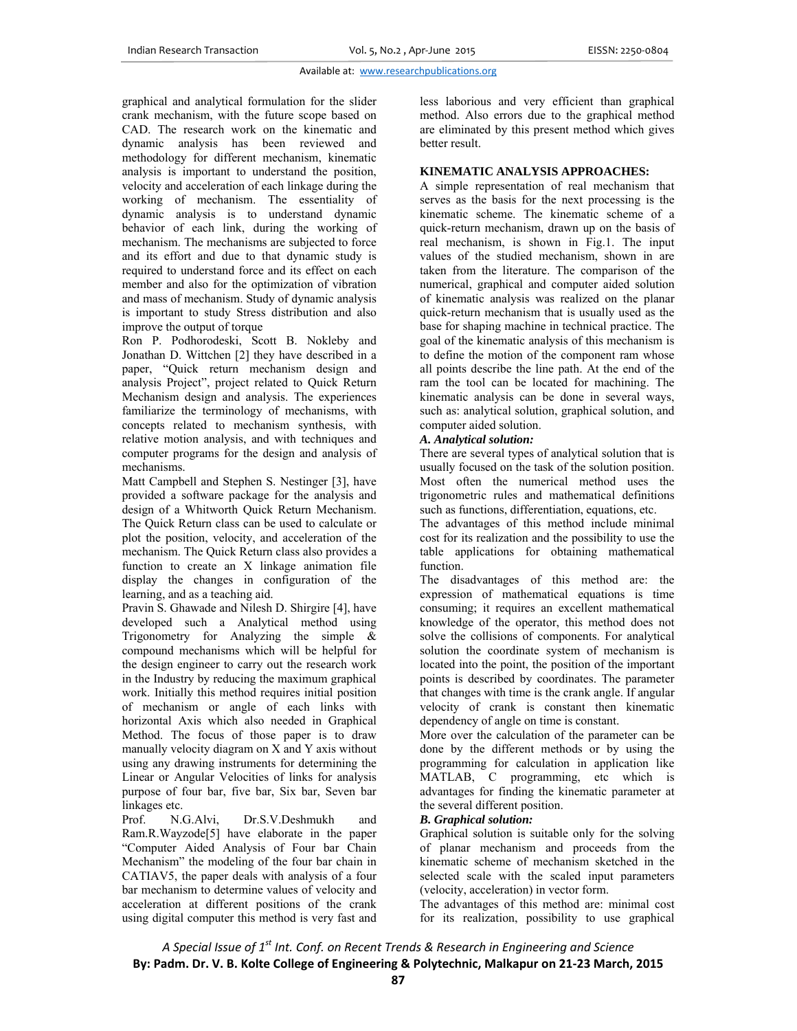graphical and analytical formulation for the slider crank mechanism, with the future scope based on CAD. The research work on the kinematic and dynamic analysis has been reviewed and methodology for different mechanism, kinematic analysis is important to understand the position, velocity and acceleration of each linkage during the working of mechanism. The essentiality of dynamic analysis is to understand dynamic behavior of each link, during the working of mechanism. The mechanisms are subjected to force and its effort and due to that dynamic study is required to understand force and its effect on each member and also for the optimization of vibration and mass of mechanism. Study of dynamic analysis is important to study Stress distribution and also improve the output of torque

Ron P. Podhorodeski, Scott B. Nokleby and Jonathan D. Wittchen [2] they have described in a paper, "Quick return mechanism design and analysis Project", project related to Quick Return Mechanism design and analysis. The experiences familiarize the terminology of mechanisms, with concepts related to mechanism synthesis, with relative motion analysis, and with techniques and computer programs for the design and analysis of mechanisms.

Matt Campbell and Stephen S. Nestinger [3], have provided a software package for the analysis and design of a Whitworth Quick Return Mechanism. The Quick Return class can be used to calculate or plot the position, velocity, and acceleration of the mechanism. The Quick Return class also provides a function to create an X linkage animation file display the changes in configuration of the learning, and as a teaching aid.

Pravin S. Ghawade and Nilesh D. Shirgire [4], have developed such a Analytical method using Trigonometry for Analyzing the simple & compound mechanisms which will be helpful for the design engineer to carry out the research work in the Industry by reducing the maximum graphical work. Initially this method requires initial position of mechanism or angle of each links with horizontal Axis which also needed in Graphical Method. The focus of those paper is to draw manually velocity diagram on X and Y axis without using any drawing instruments for determining the Linear or Angular Velocities of links for analysis purpose of four bar, five bar, Six bar, Seven bar linkages etc.

Prof. N.G.Alvi, Dr.S.V.Deshmukh and Ram.R.Wayzode[5] have elaborate in the paper "Computer Aided Analysis of Four bar Chain Mechanism" the modeling of the four bar chain in CATIAV5, the paper deals with analysis of a four bar mechanism to determine values of velocity and acceleration at different positions of the crank using digital computer this method is very fast and less laborious and very efficient than graphical method. Also errors due to the graphical method are eliminated by this present method which gives better result.

## KINEMATIC ANALYSIS APPROACHES:

A simple representation of real mechanism that serves as the basis for the next processing is the kinematic scheme. The kinematic scheme of a quick-return mechanism, drawn up on the basis of real mechanism, is shown in Fig.1. The input values of the studied mechanism, shown in are taken from the literature. The comparison of the numerical, graphical and computer aided solution of kinematic analysis was realized on the planar quick-return mechanism that is usually used as the base for shaping machine in technical practice. The goal of the kinematic analysis of this mechanism is to define the motion of the component ram whose all points describe the line path. At the end of the ram the tool can be located for machining. The kinematic analysis can be done in several ways, such as: analytical solution, graphical solution, and computer aided solution.

### *A. Analytical solution:*

There are several types of analytical solution that is usually focused on the task of the solution position. Most often the numerical method uses the trigonometric rules and mathematical definitions such as functions, differentiation, equations, etc.

The advantages of this method include minimal cost for its realization and the possibility to use the table applications for obtaining mathematical function.

The disadvantages of this method are: the expression of mathematical equations is time consuming; it requires an excellent mathematical knowledge of the operator, this method does not solve the collisions of components. For analytical solution the coordinate system of mechanism is located into the point, the position of the important points is described by coordinates. The parameter that changes with time is the crank angle. If angular velocity of crank is constant then kinematic dependency of angle on time is constant.

More over the calculation of the parameter can be done by the different methods or by using the programming for calculation in application like MATLAB, C programming, etc which is advantages for finding the kinematic parameter at the several different position.

### *B. Graphical solution:*

Graphical solution is suitable only for the solving of planar mechanism and proceeds from the kinematic scheme of mechanism sketched in the selected scale with the scaled input parameters (velocity, acceleration) in vector form.

The advantages of this method are: minimal cost for its realization, possibility to use graphical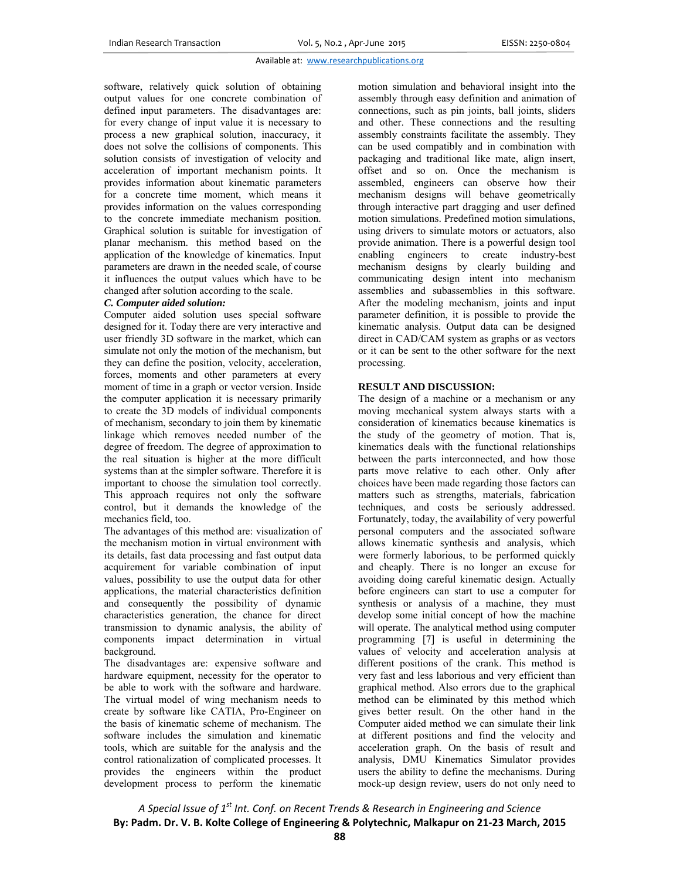software, relatively quick solution of obtaining output values for one concrete combination of defined input parameters. The disadvantages are: for every change of input value it is necessary to process a new graphical solution, inaccuracy, it does not solve the collisions of components. This solution consists of investigation of velocity and acceleration of important mechanism points. It provides information about kinematic parameters for a concrete time moment, which means it provides information on the values corresponding to the concrete immediate mechanism position. Graphical solution is suitable for investigation of planar mechanism. this method based on the application of the knowledge of kinematics. Input parameters are drawn in the needed scale, of course it influences the output values which have to be changed after solution according to the scale.

***C. Computer aided solution:***

Computer aided solution uses special software designed for it. Today there are very interactive and user friendly 3D software in the market, which can simulate not only the motion of the mechanism, but they can define the position, velocity, acceleration, forces, moments and other parameters at every moment of time in a graph or vector version. Inside the computer application it is necessary primarily to create the 3D models of individual components of mechanism, secondary to join them by kinematic linkage which removes needed number of the degree of freedom. The degree of approximation to the real situation is higher at the more difficult systems than at the simpler software. Therefore it is important to choose the simulation tool correctly. This approach requires not only the software control, but it demands the knowledge of the mechanics field, too.

The advantages of this method are: visualization of the mechanism motion in virtual environment with its details, fast data processing and fast output data acquirement for variable combination of input values, possibility to use the output data for other applications, the material characteristics definition and consequently the possibility of dynamic characteristics generation, the chance for direct transmission to dynamic analysis, the ability of components impact determination in virtual background.

The disadvantages are: expensive software and hardware equipment, necessity for the operator to be able to work with the software and hardware. The virtual model of wing mechanism needs to create by software like CATIA, Pro-Engineer on the basis of kinematic scheme of mechanism. The software includes the simulation and kinematic tools, which are suitable for the analysis and the control rationalization of complicated processes. It provides the engineers within the product development process to perform the kinematic motion simulation and behavioral insight into the assembly through easy definition and animation of connections, such as pin joints, ball joints, sliders and other. These connections and the resulting assembly constraints facilitate the assembly. They can be used compatibly and in combination with packaging and traditional like mate, align insert, offset and so on. Once the mechanism is assembled, engineers can observe how their mechanism designs will behave geometrically through interactive part dragging and user defined motion simulations. Predefined motion simulations, using drivers to simulate motors or actuators, also provide animation. There is a powerful design tool enabling engineers to create industry-best mechanism designs by clearly building and communicating design intent into mechanism assemblies and subassemblies in this software. After the modeling mechanism, joints and input parameter definition, it is possible to provide the kinematic analysis. Output data can be designed direct in CAD/CAM system as graphs or as vectors or it can be sent to the other software for the next processing.

**RESULT AND DISCUSSION:**

The design of a machine or a mechanism or any moving mechanical system always starts with a consideration of kinematics because kinematics is the study of the geometry of motion. That is, kinematics deals with the functional relationships between the parts interconnected, and how those parts move relative to each other. Only after choices have been made regarding those factors can matters such as strengths, materials, fabrication techniques, and costs be seriously addressed. Fortunately, today, the availability of very powerful personal computers and the associated software allows kinematic synthesis and analysis, which were formerly laborious, to be performed quickly and cheaply. There is no longer an excuse for avoiding doing careful kinematic design. Actually before engineers can start to use a computer for synthesis or analysis of a machine, they must develop some initial concept of how the machine will operate. The analytical method using computer programming [7] is useful in determining the values of velocity and acceleration analysis at different positions of the crank. This method is very fast and less laborious and very efficient than graphical method. Also errors due to the graphical method can be eliminated by this method which gives better result. On the other hand in the Computer aided method we can simulate their link at different positions and find the velocity and acceleration graph. On the basis of result and analysis, DMU Kinematics Simulator provides users the ability to define the mechanisms. During mock-up design review, users do not only need to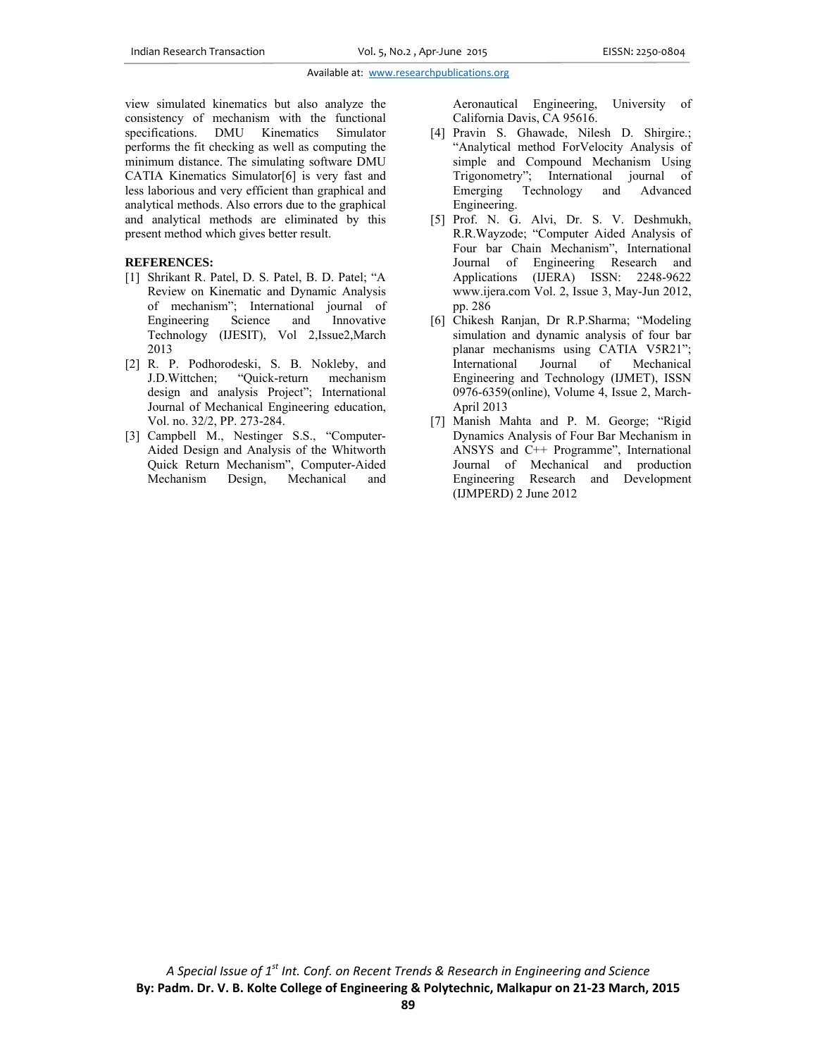view simulated kinematics but also analyze the consistency of mechanism with the functional specifications. DMU Kinematics Simulator performs the fit checking as well as computing the minimum distance. The simulating software DMU CATIA Kinematics Simulator[6] is very fast and less laborious and very efficient than graphical and analytical methods. Also errors due to the graphical and analytical methods are eliminated by this present method which gives better result.

**REFERENCES:**

[1] Shrikant R. Patel, D. S. Patel, B. D. Patel; "A Review on Kinematic and Dynamic Analysis of mechanism"; International journal of Engineering Science and Innovative Technology (IJESIT), Vol 2,Issue2,March 2013

[2] R. P. Podhorodeski, S. B. Nokleby, and J.D.Wittchen; "Quick-return mechanism design and analysis Project"; International Journal of Mechanical Engineering education, Vol. no. 32/2, PP. 273-284.

[3] Campbell M., Nestinger S.S., "Computer-Aided Design and Analysis of the Whitworth Quick Return Mechanism", Computer-Aided Mechanism Design, Mechanical and Aeronautical Engineering, University of California Davis, CA 95616.

[4] Pravin S. Ghawade, Nilesh D. Shirgire.; "Analytical method ForVelocity Analysis of simple and Compound Mechanism Using Trigonometry"; International journal of Emerging Technology and Advanced Engineering.

[5] Prof. N. G. Alvi, Dr. S. V. Deshmukh, R.R.Wayzode; "Computer Aided Analysis of Four bar Chain Mechanism", International Journal of Engineering Research and Applications (IJERA) ISSN: 2248-9622 www.ijera.com Vol. 2, Issue 3, May-Jun 2012, pp. 286

[6] Chikesh Ranjan, Dr R.P.Sharma; "Modeling simulation and dynamic analysis of four bar planar mechanisms using CATIA V5R21"; International Journal of Mechanical Engineering and Technology (IJMET), ISSN 0976-6359(online), Volume 4, Issue 2, March-April 2013

[7] Manish Mahta and P. M. George; "Rigid Dynamics Analysis of Four Bar Mechanism in ANSYS and C++ Programme", International Journal of Mechanical and production Engineering Research and Development (IJMPERD) 2 June 2012